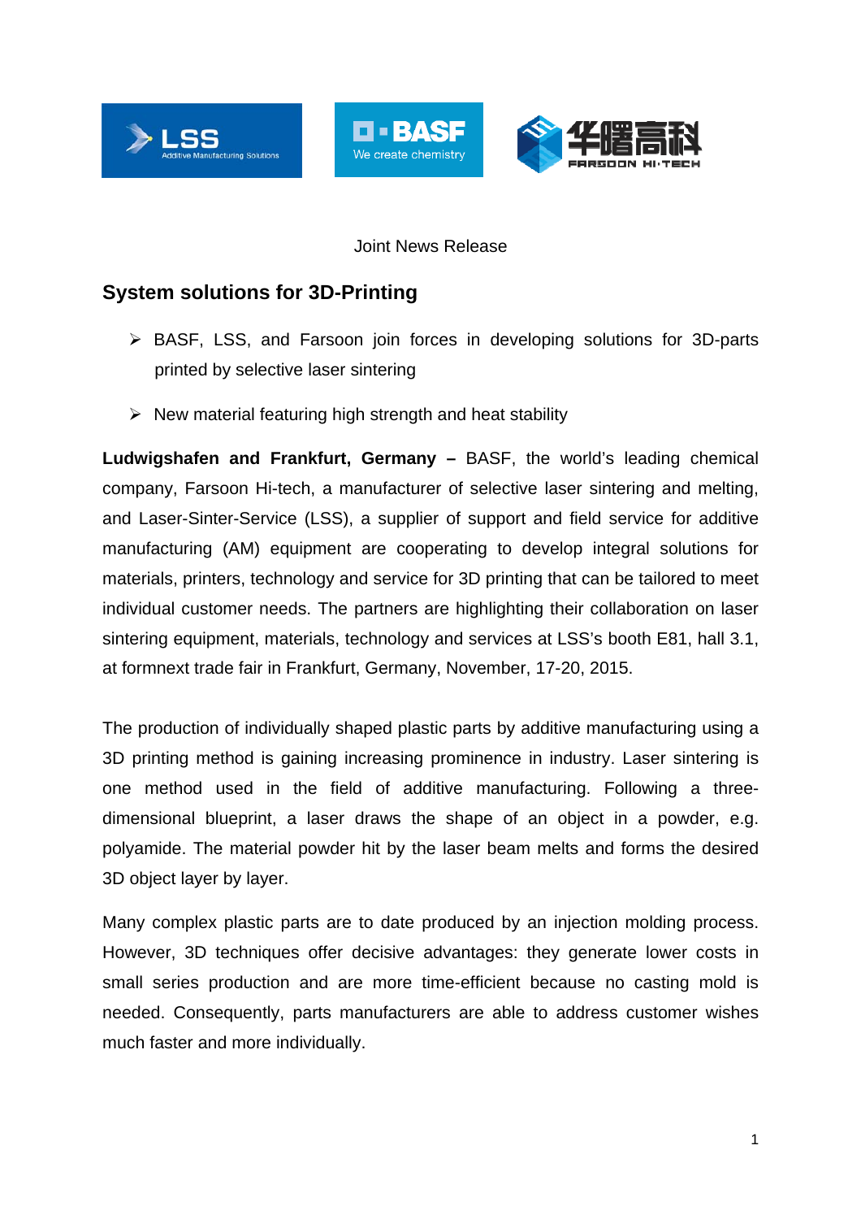Joint News Release

## System solutions for 3D-Printing

- BASF, LSS, and Farsoon join forces in developing solutions for 3D-parts printed by selective laser sintering
- New material featuring high strength and heat stability

**Ludwigshafen and Frankfurt, Germany –** BASF, the world's leading chemical company, Farsoon Hi-tech, a manufacturer of selective laser sintering and melting, and Laser-Sinter-Service (LSS), a supplier of support and field service for additive manufacturing (AM) equipment are cooperating to develop integral solutions for materials, printers, technology and service for 3D printing that can be tailored to meet individual customer needs. The partners are highlighting their collaboration on laser sintering equipment, materials, technology and services at LSS's booth E81, hall 3.1, at formnext trade fair in Frankfurt, Germany, November, 17-20, 2015.

The production of individually shaped plastic parts by additive manufacturing using a 3D printing method is gaining increasing prominence in industry. Laser sintering is one method used in the field of additive manufacturing. Following a three-dimensional blueprint, a laser draws the shape of an object in a powder, e.g. polyamide. The material powder hit by the laser beam melts and forms the desired 3D object layer by layer.

Many complex plastic parts are to date produced by an injection molding process. However, 3D techniques offer decisive advantages: they generate lower costs in small series production and are more time-efficient because no casting mold is needed. Consequently, parts manufacturers are able to address customer wishes much faster and more individually.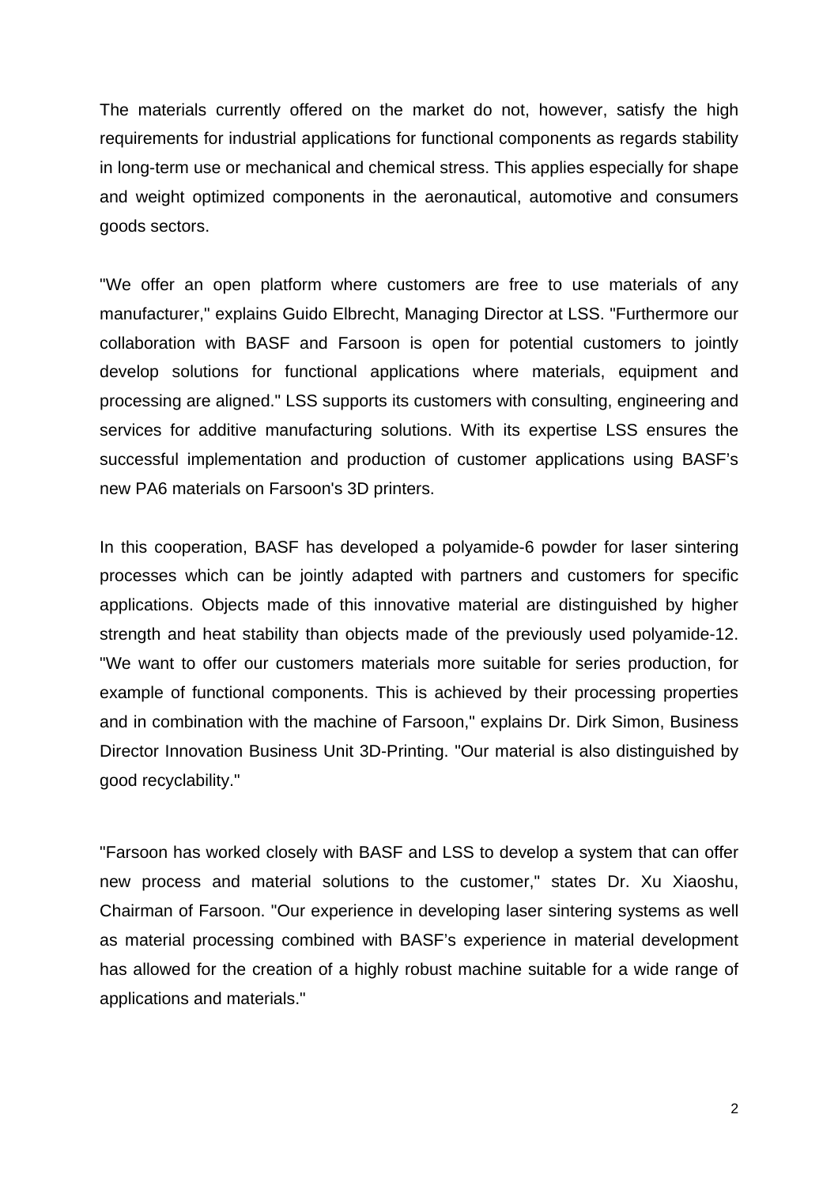The materials currently offered on the market do not, however, satisfy the high requirements for industrial applications for functional components as regards stability in long-term use or mechanical and chemical stress. This applies especially for shape and weight optimized components in the aeronautical, automotive and consumers goods sectors.

"We offer an open platform where customers are free to use materials of any manufacturer," explains Guido Elbrecht, Managing Director at LSS. "Furthermore our collaboration with BASF and Farsoon is open for potential customers to jointly develop solutions for functional applications where materials, equipment and processing are aligned." LSS supports its customers with consulting, engineering and services for additive manufacturing solutions. With its expertise LSS ensures the successful implementation and production of customer applications using BASF's new PA6 materials on Farsoon's 3D printers.

In this cooperation, BASF has developed a polyamide-6 powder for laser sintering processes which can be jointly adapted with partners and customers for specific applications. Objects made of this innovative material are distinguished by higher strength and heat stability than objects made of the previously used polyamide-12. "We want to offer our customers materials more suitable for series production, for example of functional components. This is achieved by their processing properties and in combination with the machine of Farsoon," explains Dr. Dirk Simon, Business Director Innovation Business Unit 3D-Printing. "Our material is also distinguished by good recyclability."

"Farsoon has worked closely with BASF and LSS to develop a system that can offer new process and material solutions to the customer," states Dr. Xu Xiaoshu, Chairman of Farsoon. "Our experience in developing laser sintering systems as well as material processing combined with BASF's experience in material development has allowed for the creation of a highly robust machine suitable for a wide range of applications and materials."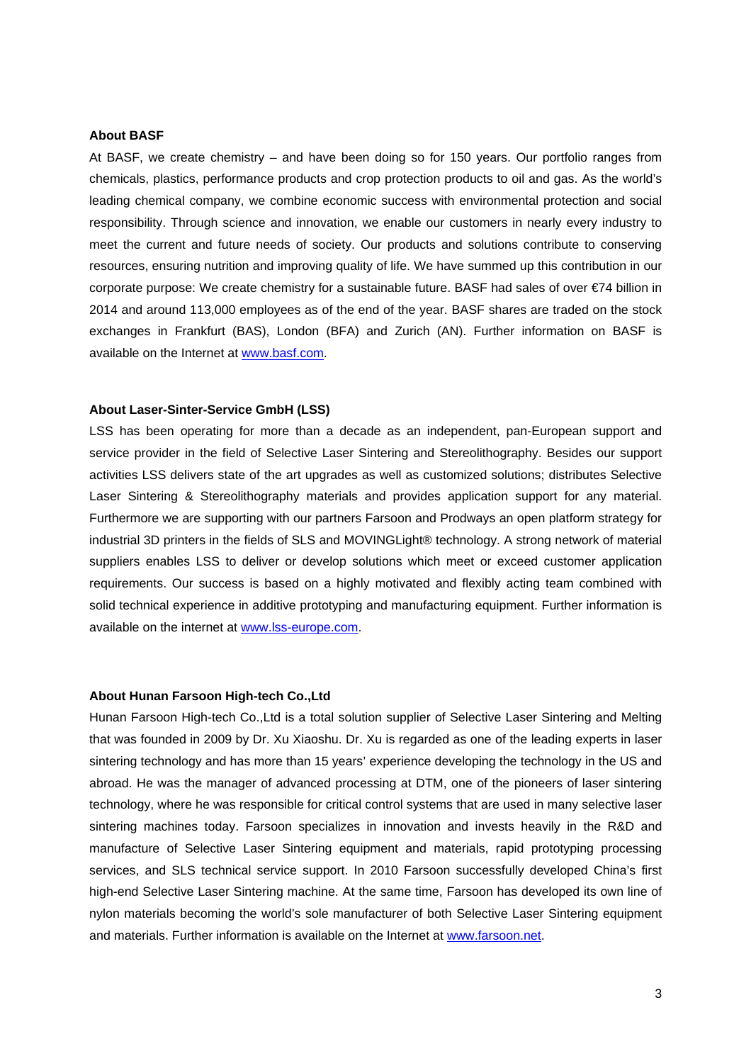**About BASF**

At BASF, we create chemistry – and have been doing so for 150 years. Our portfolio ranges from chemicals, plastics, performance products and crop protection products to oil and gas. As the world's leading chemical company, we combine economic success with environmental protection and social responsibility. Through science and innovation, we enable our customers in nearly every industry to meet the current and future needs of society. Our products and solutions contribute to conserving resources, ensuring nutrition and improving quality of life. We have summed up this contribution in our corporate purpose: We create chemistry for a sustainable future. BASF had sales of over €74 billion in 2014 and around 113,000 employees as of the end of the year. BASF shares are traded on the stock exchanges in Frankfurt (BAS), London (BFA) and Zurich (AN). Further information on BASF is available on the Internet at [www.basf.com](http://www.basf.com).

**About Laser-Sinter-Service GmbH (LSS)**

LSS has been operating for more than a decade as an independent, pan-European support and service provider in the field of Selective Laser Sintering and Stereolithography. Besides our support activities LSS delivers state of the art upgrades as well as customized solutions; distributes Selective Laser Sintering & Stereolithography materials and provides application support for any material. Furthermore we are supporting with our partners Farsoon and Prodways an open platform strategy for industrial 3D printers in the fields of SLS and MOVINGLight® technology. A strong network of material suppliers enables LSS to deliver or develop solutions which meet or exceed customer application requirements. Our success is based on a highly motivated and flexibly acting team combined with solid technical experience in additive prototyping and manufacturing equipment. Further information is available on the internet at [www.lss-europe.com](http://www.lss-europe.com).

**About Hunan Farsoon High-tech Co.,Ltd**

Hunan Farsoon High-tech Co.,Ltd is a total solution supplier of Selective Laser Sintering and Melting that was founded in 2009 by Dr. Xu Xiaoshu. Dr. Xu is regarded as one of the leading experts in laser sintering technology and has more than 15 years' experience developing the technology in the US and abroad. He was the manager of advanced processing at DTM, one of the pioneers of laser sintering technology, where he was responsible for critical control systems that are used in many selective laser sintering machines today. Farsoon specializes in innovation and invests heavily in the R&D and manufacture of Selective Laser Sintering equipment and materials, rapid prototyping processing services, and SLS technical service support. In 2010 Farsoon successfully developed China's first high-end Selective Laser Sintering machine. At the same time, Farsoon has developed its own line of nylon materials becoming the world's sole manufacturer of both Selective Laser Sintering equipment and materials. Further information is available on the Internet at [www.farsoon.net](http://www.farsoon.net).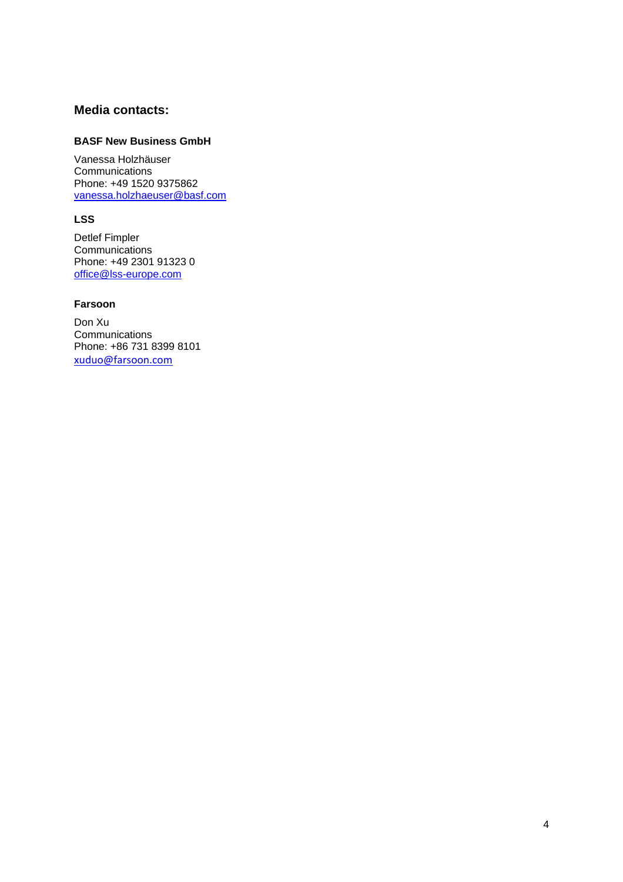## Media contacts:

### BASF New Business GmbH

Vanessa Holzhäuser
Communications
Phone: +49 1520 9375862
vanessa.holzhaeuser@basf.com

### LSS

Detlef Fimpler
Communications
Phone: +49 2301 91323 0
office@lss-europe.com

### Farsoon

Don Xu
Communications
Phone: +86 731 8399 8101
xuduo@farsoon.com